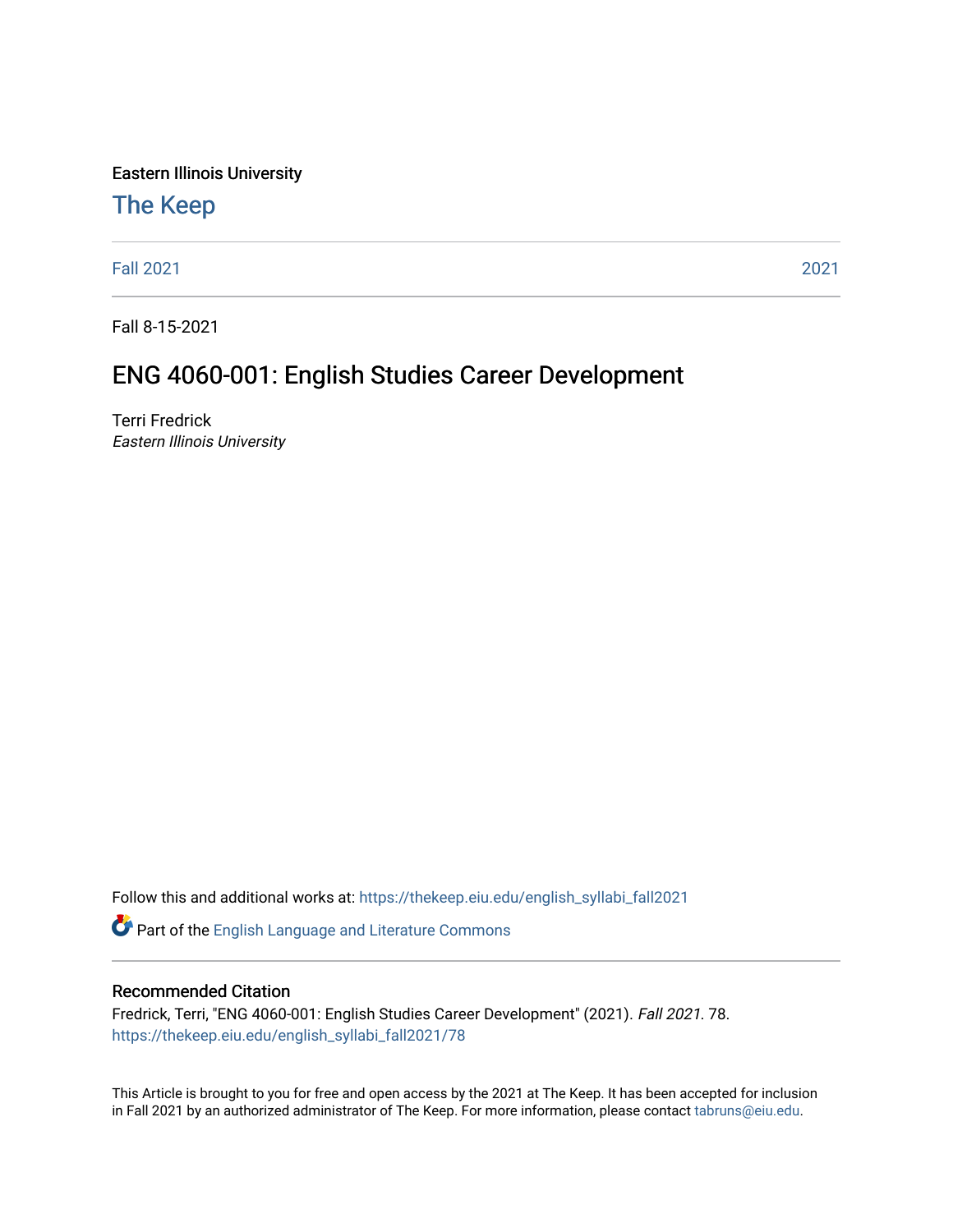Eastern Illinois University

# The Keep

Fall 2021 | 2021

Fall 8-15-2021

## ENG 4060-001: English Studies Career Development

Terri Fredrick
*Eastern Illinois University*

Follow this and additional works at: https://thekeep.eiu.edu/english_syllabi_fall2021

Part of the English Language and Literature Commons

### Recommended Citation

Fredrick, Terri, "ENG 4060-001: English Studies Career Development" (2021). *Fall 2021*. 78.
https://thekeep.eiu.edu/english_syllabi_fall2021/78

This Article is brought to you for free and open access by the 2021 at The Keep. It has been accepted for inclusion in Fall 2021 by an authorized administrator of The Keep. For more information, please contact tabruns@eiu.edu.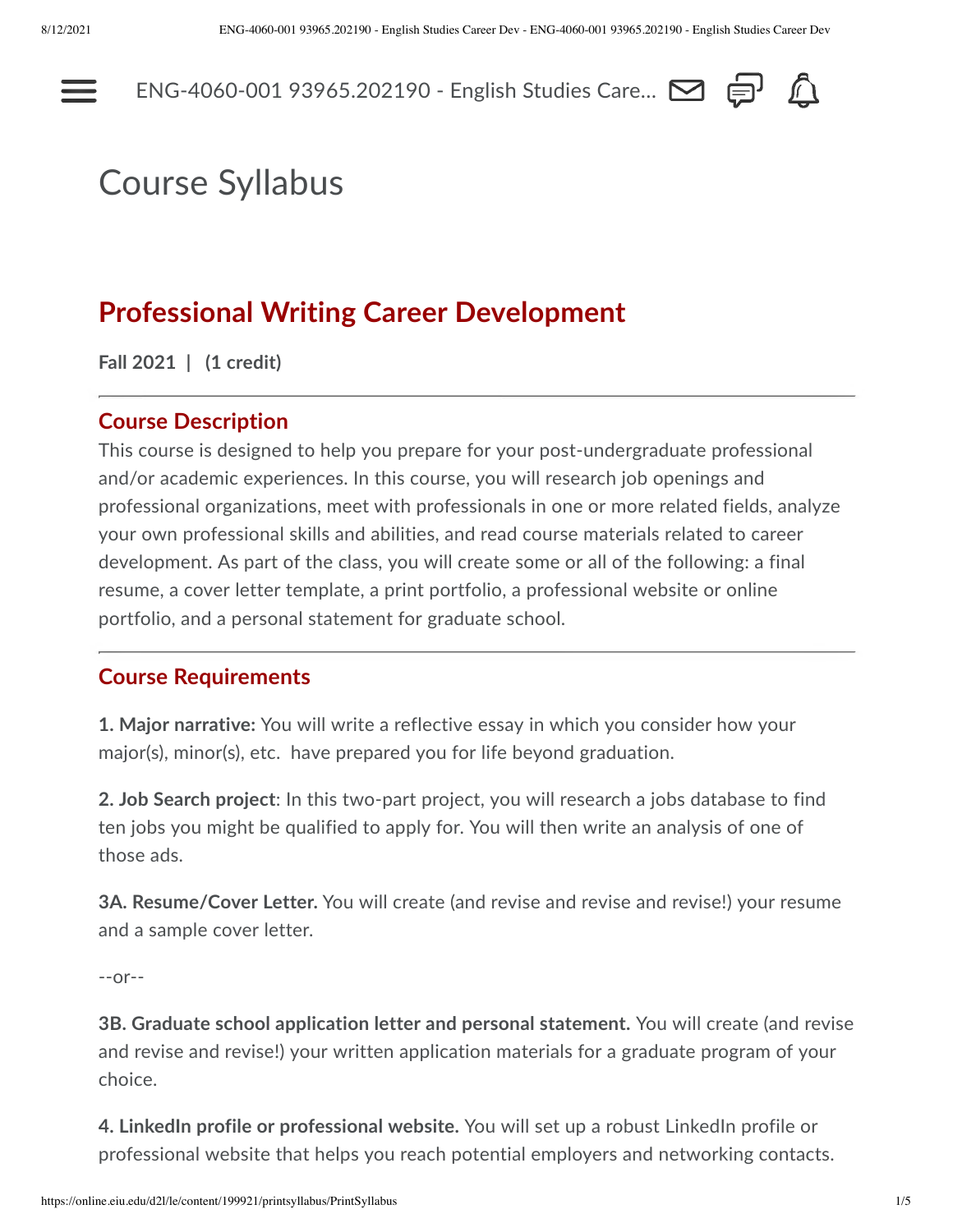# Course Syllabus

## Professional Writing Career Development

**Fall 2021 | (1 credit)**

---

### Course Description

This course is designed to help you prepare for your post-undergraduate professional and/or academic experiences. In this course, you will research job openings and professional organizations, meet with professionals in one or more related fields, analyze your own professional skills and abilities, and read course materials related to career development. As part of the class, you will create some or all of the following: a final resume, a cover letter template, a print portfolio, a professional website or online portfolio, and a personal statement for graduate school.

---

### Course Requirements

**1. Major narrative:** You will write a reflective essay in which you consider how your major(s), minor(s), etc. have prepared you for life beyond graduation.

**2. Job Search project**: In this two-part project, you will research a jobs database to find ten jobs you might be qualified to apply for. You will then write an analysis of one of those ads.

**3A. Resume/Cover Letter.** You will create (and revise and revise and revise!) your resume and a sample cover letter.

--or--

**3B. Graduate school application letter and personal statement.** You will create (and revise and revise and revise!) your written application materials for a graduate program of your choice.

**4. LinkedIn profile or professional website.** You will set up a robust LinkedIn profile or professional website that helps you reach potential employers and networking contacts.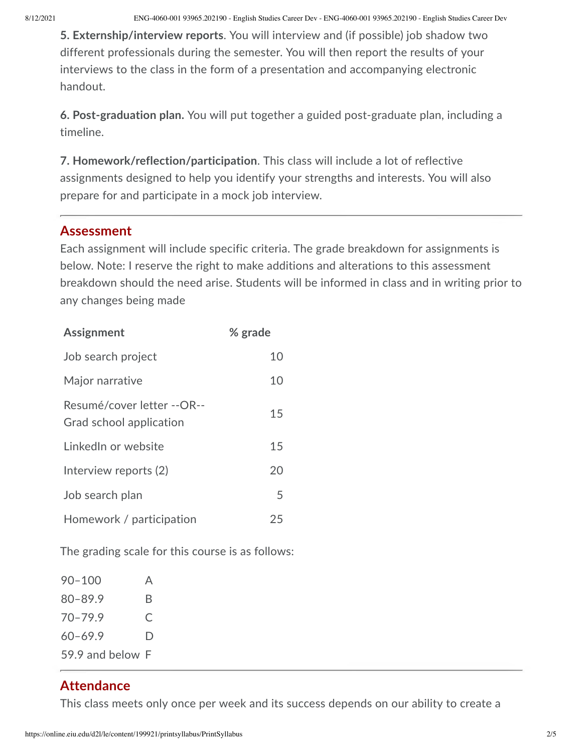**5. Externship/interview reports**. You will interview and (if possible) job shadow two different professionals during the semester. You will then report the results of your interviews to the class in the form of a presentation and accompanying electronic handout.

**6. Post-graduation plan.** You will put together a guided post-graduate plan, including a timeline.

**7. Homework/reflection/participation**. This class will include a lot of reflective assignments designed to help you identify your strengths and interests. You will also prepare for and participate in a mock job interview.

---

## Assessment

Each assignment will include specific criteria. The grade breakdown for assignments is below. Note: I reserve the right to make additions and alterations to this assessment breakdown should the need arise. Students will be informed in class and in writing prior to any changes being made

| Assignment | % grade |
|---|---|
| Job search project | 10 |
| Major narrative | 10 |
| Resumé/cover letter --OR-- Grad school application | 15 |
| LinkedIn or website | 15 |
| Interview reports (2) | 20 |
| Job search plan | 5 |
| Homework / participation | 25 |

The grading scale for this course is as follows:

| | |
|---|---|
| 90–100 | A |
| 80–89.9 | B |
| 70–79.9 | C |
| 60–69.9 | D |
| 59.9 and below | F |

---

## Attendance

This class meets only once per week and its success depends on our ability to create a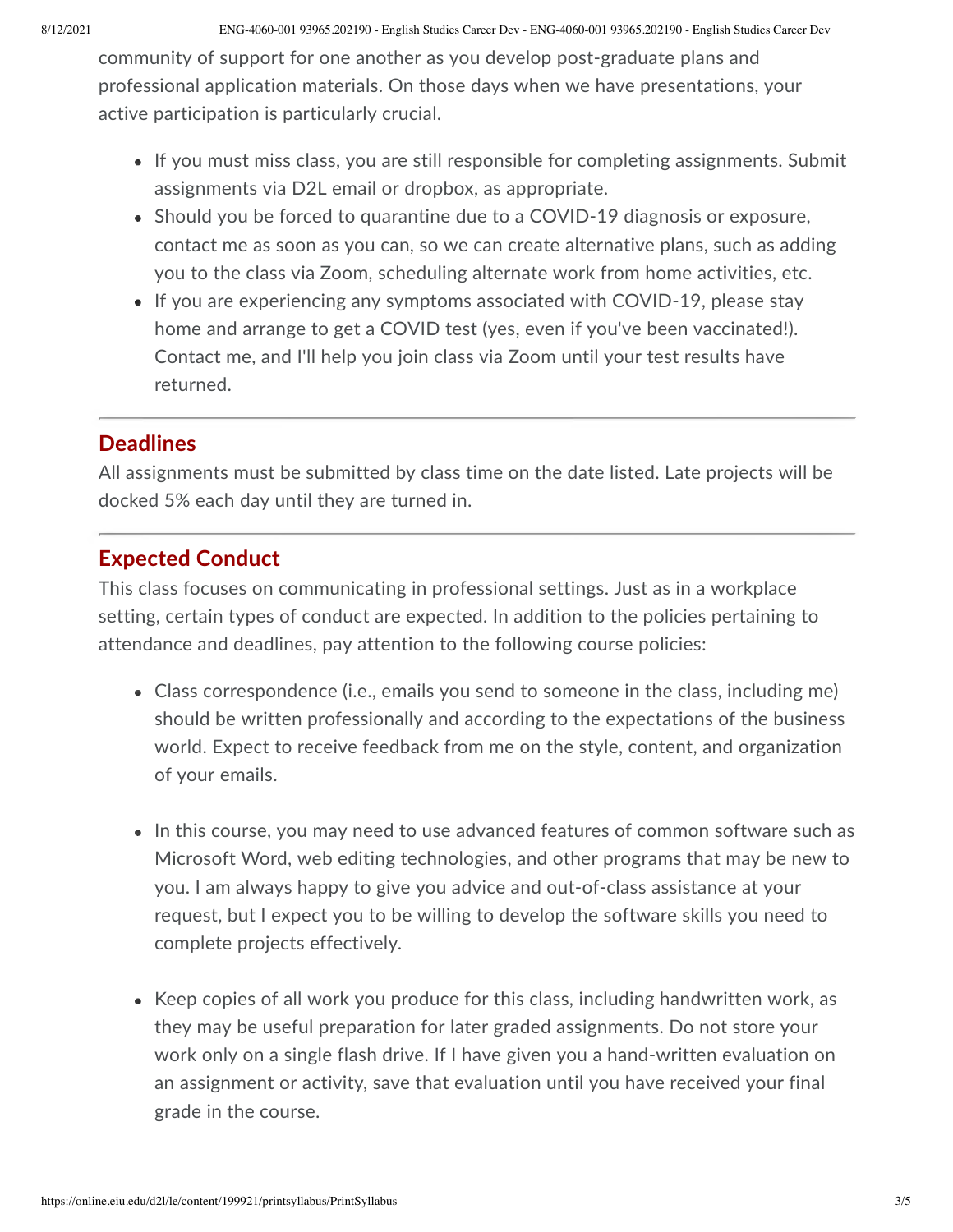community of support for one another as you develop post-graduate plans and professional application materials. On those days when we have presentations, your active participation is particularly crucial.

- If you must miss class, you are still responsible for completing assignments. Submit assignments via D2L email or dropbox, as appropriate.
- Should you be forced to quarantine due to a COVID-19 diagnosis or exposure, contact me as soon as you can, so we can create alternative plans, such as adding you to the class via Zoom, scheduling alternate work from home activities, etc.
- If you are experiencing any symptoms associated with COVID-19, please stay home and arrange to get a COVID test (yes, even if you've been vaccinated!). Contact me, and I'll help you join class via Zoom until your test results have returned.

---

## Deadlines

All assignments must be submitted by class time on the date listed. Late projects will be docked 5% each day until they are turned in.

---

## Expected Conduct

This class focuses on communicating in professional settings. Just as in a workplace setting, certain types of conduct are expected. In addition to the policies pertaining to attendance and deadlines, pay attention to the following course policies:

- Class correspondence (i.e., emails you send to someone in the class, including me) should be written professionally and according to the expectations of the business world. Expect to receive feedback from me on the style, content, and organization of your emails.

- In this course, you may need to use advanced features of common software such as Microsoft Word, web editing technologies, and other programs that may be new to you. I am always happy to give you advice and out-of-class assistance at your request, but I expect you to be willing to develop the software skills you need to complete projects effectively.

- Keep copies of all work you produce for this class, including handwritten work, as they may be useful preparation for later graded assignments. Do not store your work only on a single flash drive. If I have given you a hand-written evaluation on an assignment or activity, save that evaluation until you have received your final grade in the course.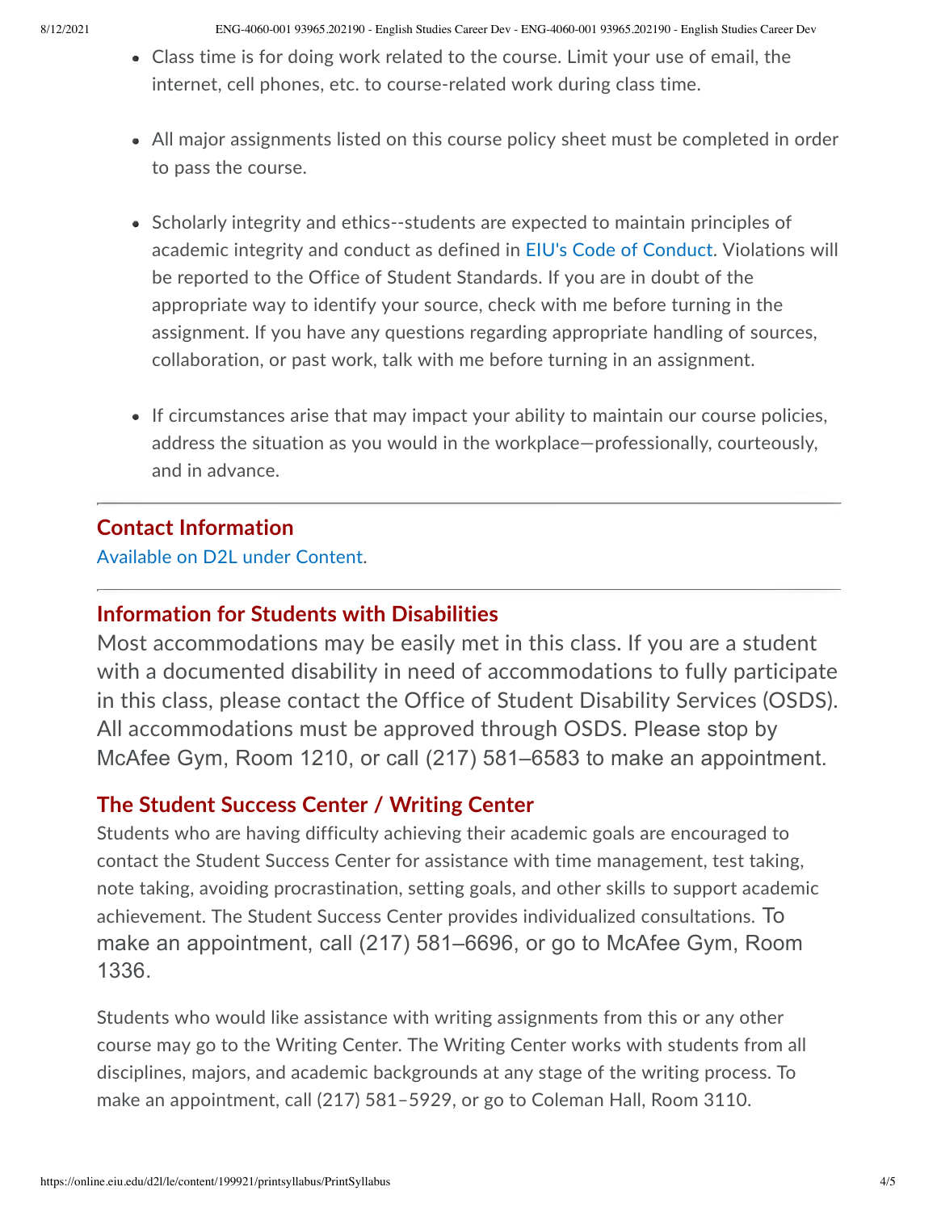- Class time is for doing work related to the course. Limit your use of email, the internet, cell phones, etc. to course-related work during class time.

- All major assignments listed on this course policy sheet must be completed in order to pass the course.

- Scholarly integrity and ethics--students are expected to maintain principles of academic integrity and conduct as defined in EIU's Code of Conduct. Violations will be reported to the Office of Student Standards. If you are in doubt of the appropriate way to identify your source, check with me before turning in the assignment. If you have any questions regarding appropriate handling of sources, collaboration, or past work, talk with me before turning in an assignment.

- If circumstances arise that may impact your ability to maintain our course policies, address the situation as you would in the workplace—professionally, courteously, and in advance.

---

## Contact Information

Available on D2L under Content.

---

## Information for Students with Disabilities

Most accommodations may be easily met in this class. If you are a student with a documented disability in need of accommodations to fully participate in this class, please contact the Office of Student Disability Services (OSDS). All accommodations must be approved through OSDS. Please stop by McAfee Gym, Room 1210, or call (217) 581–6583 to make an appointment.

## The Student Success Center / Writing Center

Students who are having difficulty achieving their academic goals are encouraged to contact the Student Success Center for assistance with time management, test taking, note taking, avoiding procrastination, setting goals, and other skills to support academic achievement. The Student Success Center provides individualized consultations. To make an appointment, call (217) 581–6696, or go to McAfee Gym, Room 1336.

Students who would like assistance with writing assignments from this or any other course may go to the Writing Center. The Writing Center works with students from all disciplines, majors, and academic backgrounds at any stage of the writing process. To make an appointment, call (217) 581–5929, or go to Coleman Hall, Room 3110.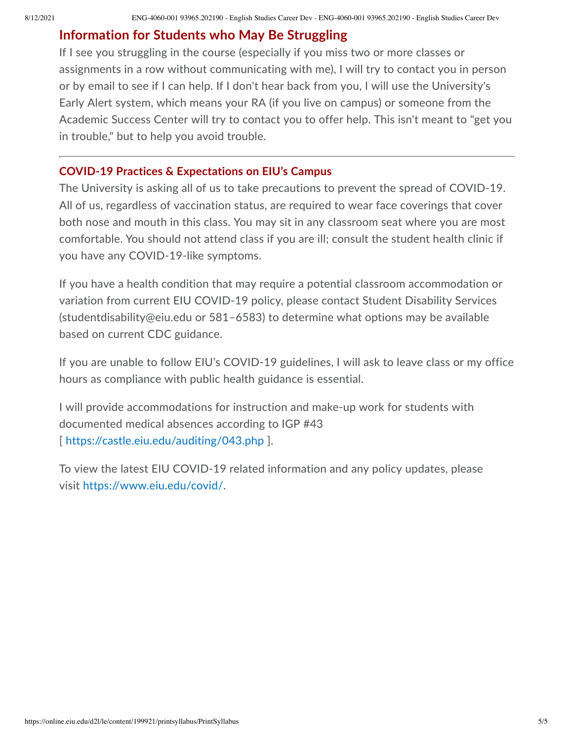## Information for Students who May Be Struggling

If I see you struggling in the course (especially if you miss two or more classes or assignments in a row without communicating with me), I will try to contact you in person or by email to see if I can help. If I don't hear back from you, I will use the University's Early Alert system, which means your RA (if you live on campus) or someone from the Academic Success Center will try to contact you to offer help. This isn't meant to "get you in trouble," but to help you avoid trouble.

---

### COVID-19 Practices & Expectations on EIU's Campus

The University is asking all of us to take precautions to prevent the spread of COVID-19. All of us, regardless of vaccination status, are required to wear face coverings that cover both nose and mouth in this class. You may sit in any classroom seat where you are most comfortable. You should not attend class if you are ill; consult the student health clinic if you have any COVID-19-like symptoms.

If you have a health condition that may require a potential classroom accommodation or variation from current EIU COVID-19 policy, please contact Student Disability Services (studentdisability@eiu.edu or 581–6583) to determine what options may be available based on current CDC guidance.

If you are unable to follow EIU's COVID-19 guidelines, I will ask to leave class or my office hours as compliance with public health guidance is essential.

I will provide accommodations for instruction and make-up work for students with documented medical absences according to IGP #43 [ https://castle.eiu.edu/auditing/043.php ].

To view the latest EIU COVID-19 related information and any policy updates, please visit https://www.eiu.edu/covid/.